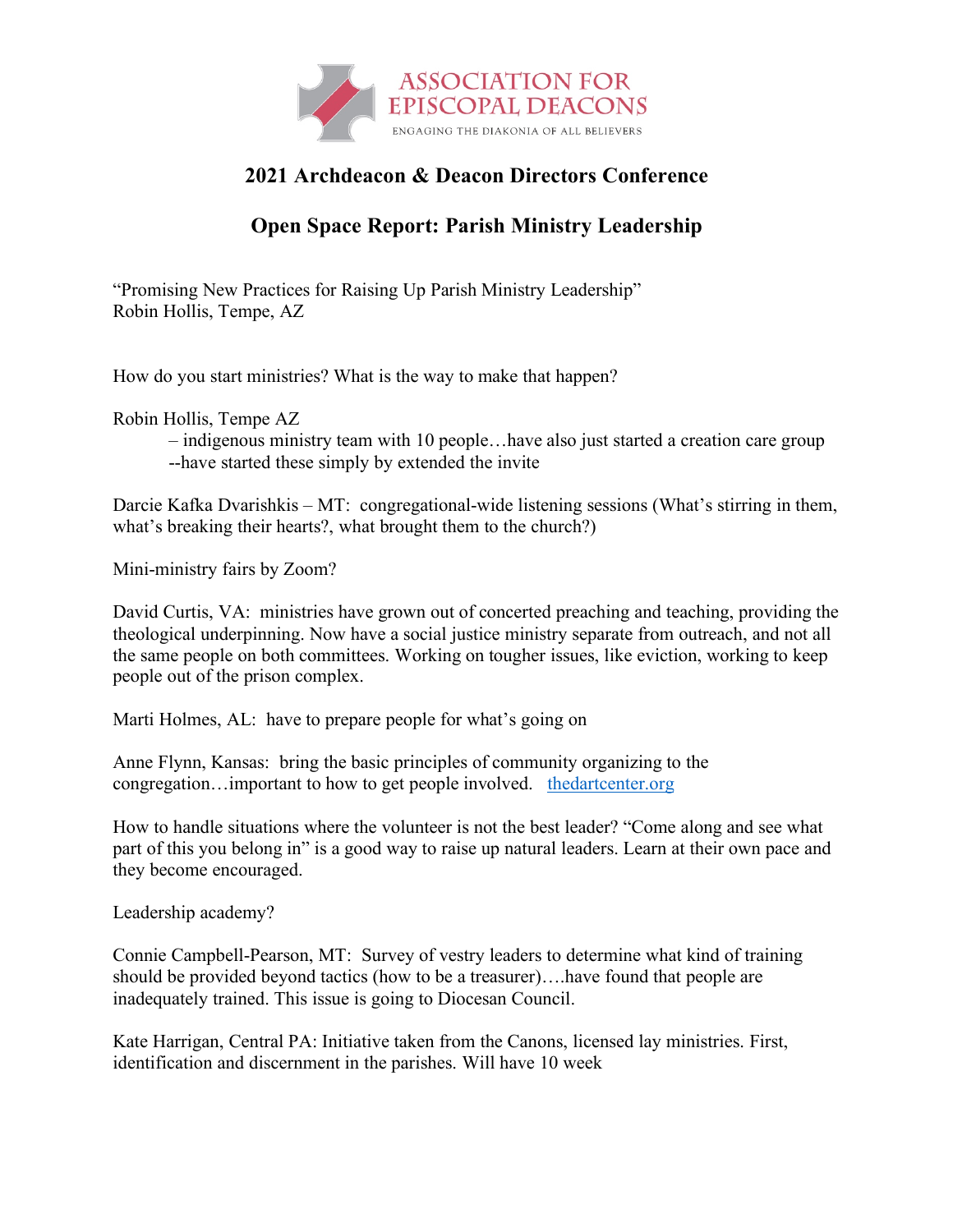ASSOCIATION FOR EPISCOPAL DEACONS

ENGAGING THE DIAKONIA OF ALL BELIEVERS

# 2021 Archdeacon & Deacon Directors Conference

## Open Space Report: Parish Ministry Leadership

"Promising New Practices for Raising Up Parish Ministry Leadership"
Robin Hollis, Tempe, AZ

How do you start ministries? What is the way to make that happen?

Robin Hollis, Tempe AZ
– indigenous ministry team with 10 people…have also just started a creation care group
--have started these simply by extended the invite

Darcie Kafka Dvarishkis – MT: congregational-wide listening sessions (What's stirring in them, what's breaking their hearts?, what brought them to the church?)

Mini-ministry fairs by Zoom?

David Curtis, VA: ministries have grown out of concerted preaching and teaching, providing the theological underpinning. Now have a social justice ministry separate from outreach, and not all the same people on both committees. Working on tougher issues, like eviction, working to keep people out of the prison complex.

Marti Holmes, AL: have to prepare people for what's going on

Anne Flynn, Kansas: bring the basic principles of community organizing to the congregation…important to how to get people involved. [thedartcenter.org](thedartcenter.org)

How to handle situations where the volunteer is not the best leader? "Come along and see what part of this you belong in" is a good way to raise up natural leaders. Learn at their own pace and they become encouraged.

Leadership academy?

Connie Campbell-Pearson, MT: Survey of vestry leaders to determine what kind of training should be provided beyond tactics (how to be a treasurer)….have found that people are inadequately trained. This issue is going to Diocesan Council.

Kate Harrigan, Central PA: Initiative taken from the Canons, licensed lay ministries. First, identification and discernment in the parishes. Will have 10 week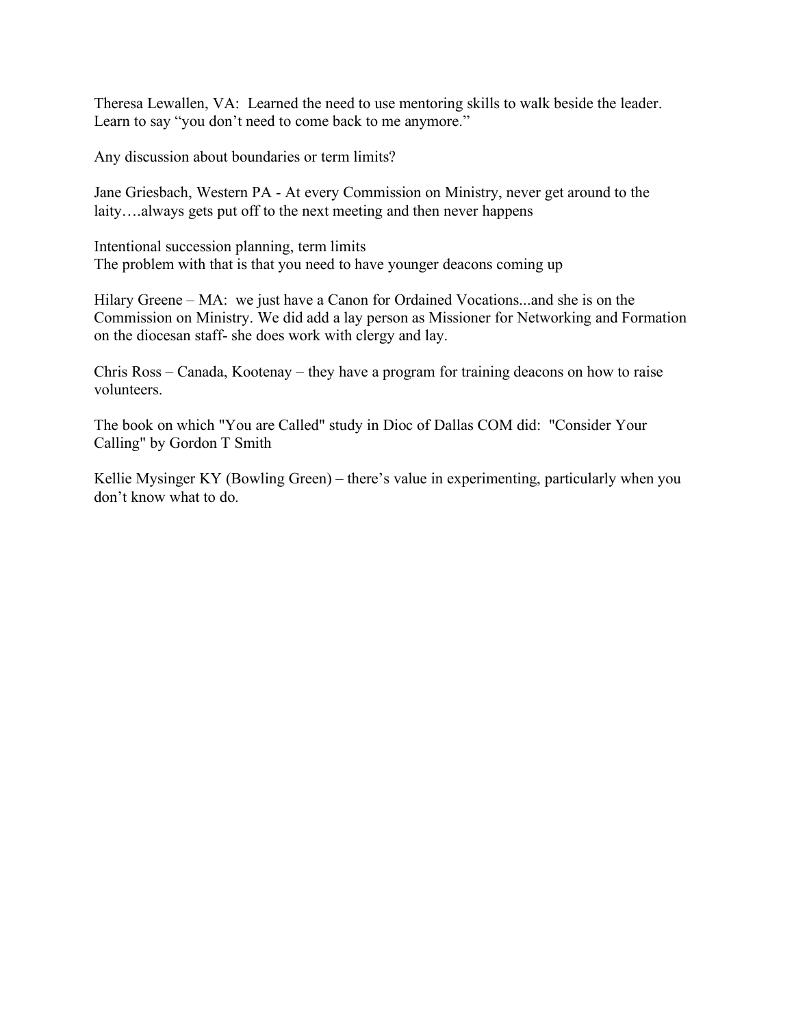Theresa Lewallen, VA: Learned the need to use mentoring skills to walk beside the leader. Learn to say "you don't need to come back to me anymore."

Any discussion about boundaries or term limits?

Jane Griesbach, Western PA - At every Commission on Ministry, never get around to the laity….always gets put off to the next meeting and then never happens

Intentional succession planning, term limits
The problem with that is that you need to have younger deacons coming up

Hilary Greene – MA: we just have a Canon for Ordained Vocations...and she is on the Commission on Ministry. We did add a lay person as Missioner for Networking and Formation on the diocesan staff- she does work with clergy and lay.

Chris Ross – Canada, Kootenay – they have a program for training deacons on how to raise volunteers.

The book on which "You are Called" study in Dioc of Dallas COM did: "Consider Your Calling" by Gordon T Smith

Kellie Mysinger KY (Bowling Green) – there's value in experimenting, particularly when you don't know what to do.